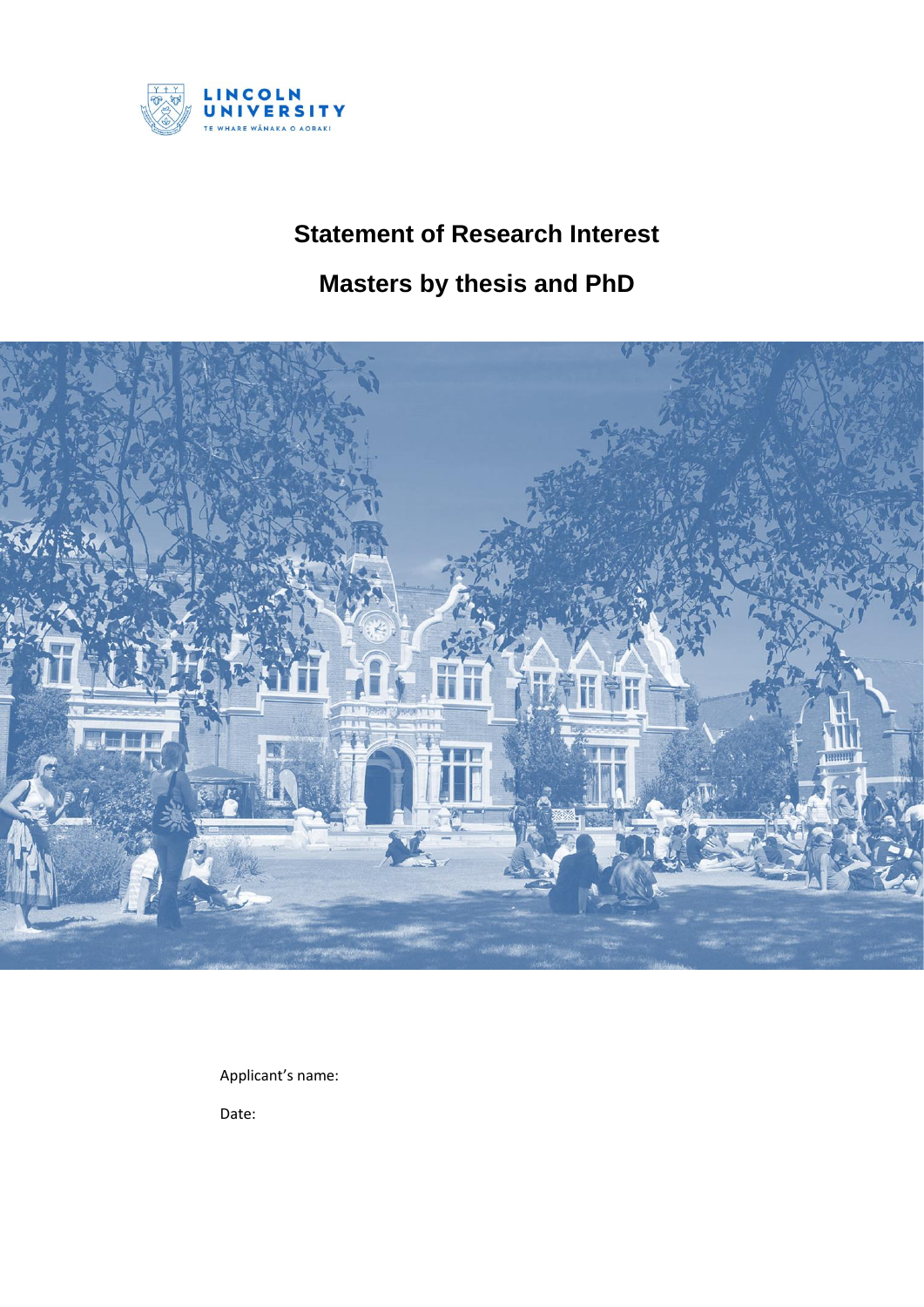# Statement of Research Interest

## Masters by thesis and PhD

Applicant's name:

Date: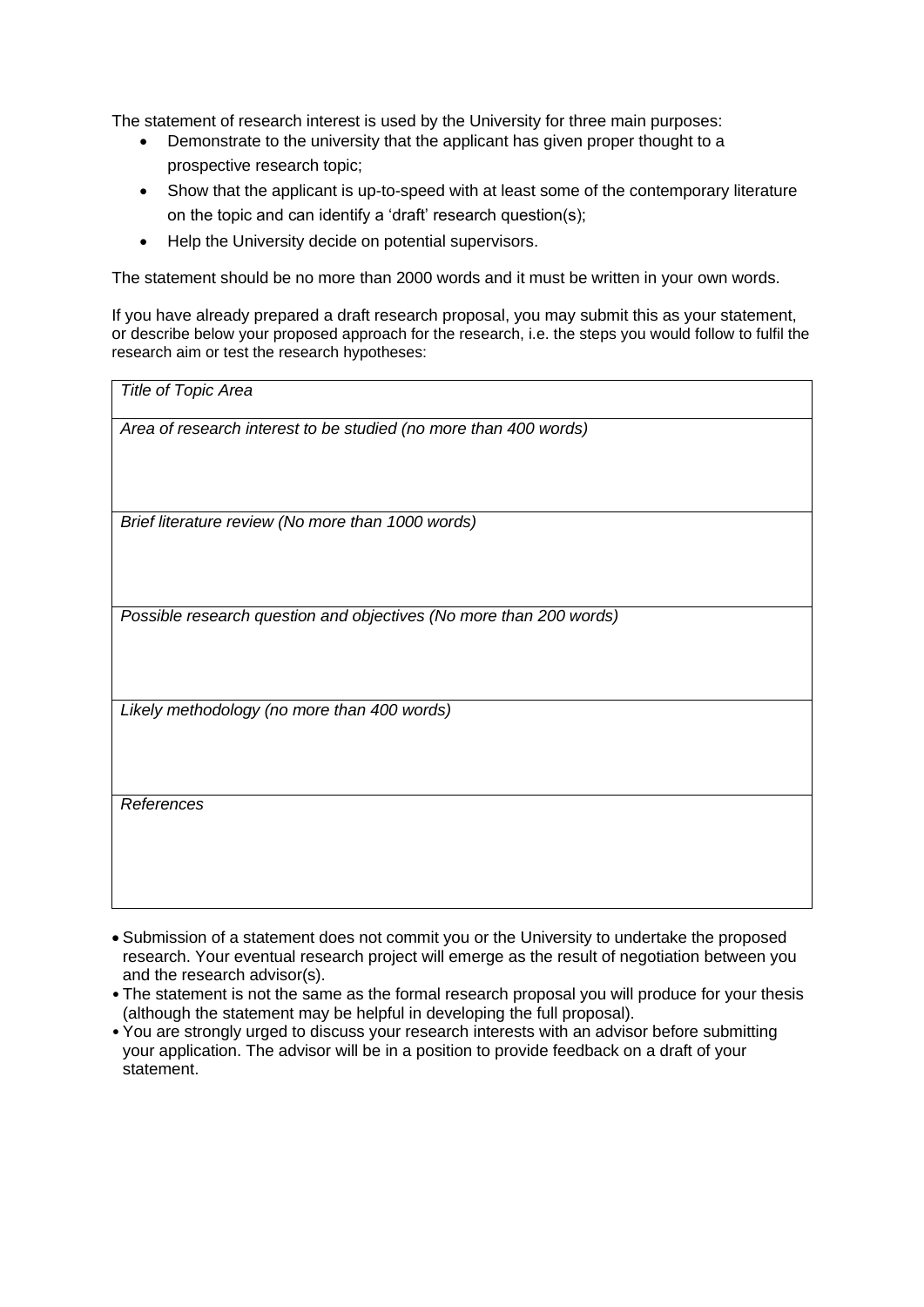The statement of research interest is used by the University for three main purposes:

- Demonstrate to the university that the applicant has given proper thought to a prospective research topic;
- Show that the applicant is up-to-speed with at least some of the contemporary literature on the topic and can identify a 'draft' research question(s);
- Help the University decide on potential supervisors.

The statement should be no more than 2000 words and it must be written in your own words.

If you have already prepared a draft research proposal, you may submit this as your statement, or describe below your proposed approach for the research, i.e. the steps you would follow to fulfil the research aim or test the research hypotheses:

| |
|---|
| *Title of Topic Area* |
| *Area of research interest to be studied (no more than 400 words)* |
| *Brief literature review (No more than 1000 words)* |
| *Possible research question and objectives (No more than 200 words)* |
| *Likely methodology (no more than 400 words)* |
| *References* |

- Submission of a statement does not commit you or the University to undertake the proposed research. Your eventual research project will emerge as the result of negotiation between you and the research advisor(s).
- The statement is not the same as the formal research proposal you will produce for your thesis (although the statement may be helpful in developing the full proposal).
- You are strongly urged to discuss your research interests with an advisor before submitting your application. The advisor will be in a position to provide feedback on a draft of your statement.